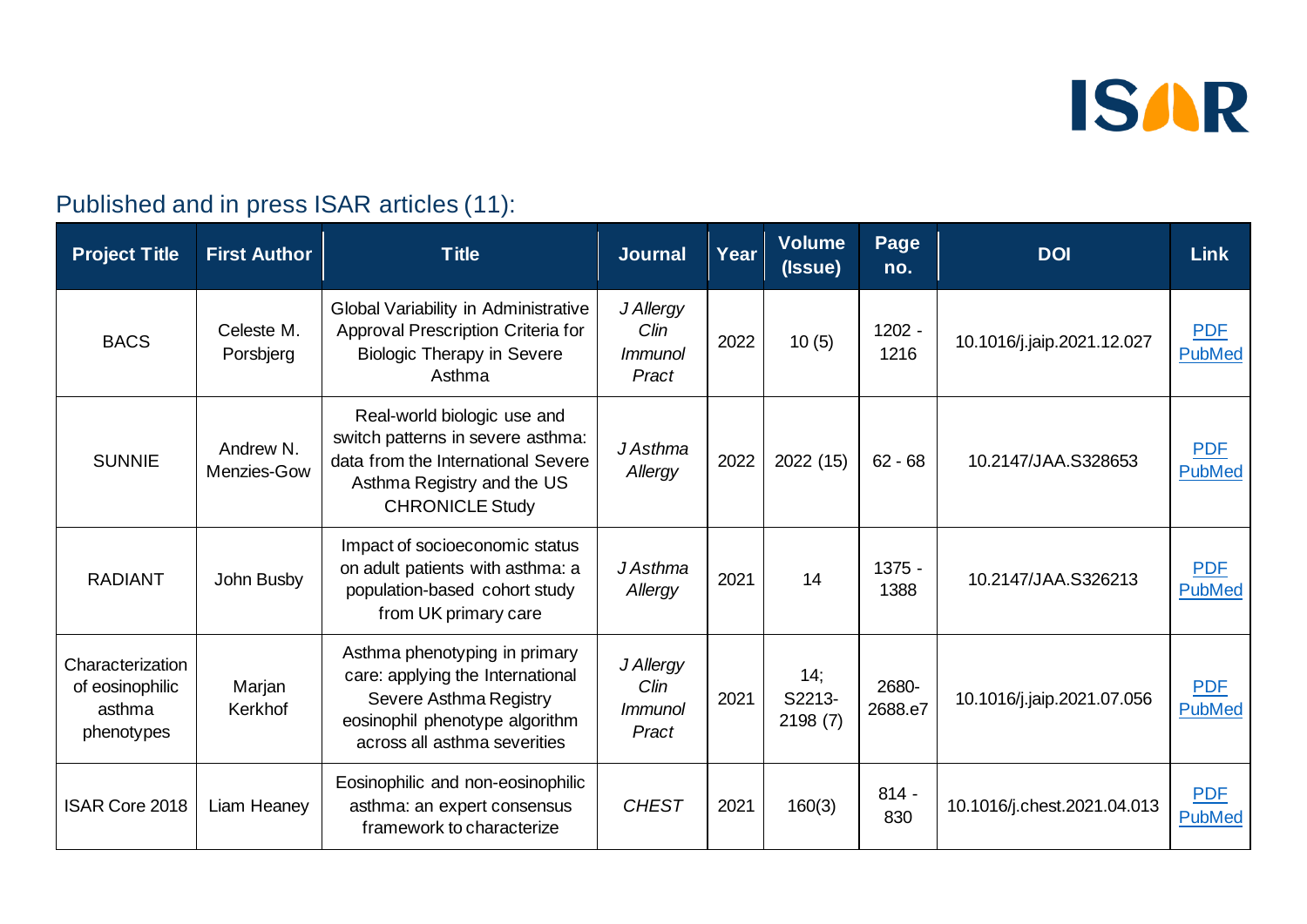## Published and in press ISAR articles (11):

| Project Title | First Author | Title | Journal | Year | Volume (Issue) | Page no. | DOI | Link |
|---|---|---|---|---|---|---|---|---|
| BACS | Celeste M. Porsbjerg | Global Variability in Administrative Approval Prescription Criteria for Biologic Therapy in Severe Asthma | *J Allergy Clin Immunol Pract* | 2022 | 10 (5) | 1202 - 1216 | 10.1016/j.jaip.2021.12.027 | PDF PubMed |
| SUNNIE | Andrew N. Menzies-Gow | Real-world biologic use and switch patterns in severe asthma: data from the International Severe Asthma Registry and the US CHRONICLE Study | *J Asthma Allergy* | 2022 | 2022 (15) | 62 - 68 | 10.2147/JAA.S328653 | PDF PubMed |
| RADIANT | John Busby | Impact of socioeconomic status on adult patients with asthma: a population-based cohort study from UK primary care | *J Asthma Allergy* | 2021 | 14 | 1375 - 1388 | 10.2147/JAA.S326213 | PDF PubMed |
| Characterization of eosinophilic asthma phenotypes | Marjan Kerkhof | Asthma phenotyping in primary care: applying the International Severe Asthma Registry eosinophil phenotype algorithm across all asthma severities | *J Allergy Clin Immunol Pract* | 2021 | 14; S2213-2198 (7) | 2680-2688.e7 | 10.1016/j.jaip.2021.07.056 | PDF PubMed |
| ISAR Core 2018 | Liam Heaney | Eosinophilic and non-eosinophilic asthma: an expert consensus framework to characterize | *CHEST* | 2021 | 160(3) | 814 - 830 | 10.1016/j.chest.2021.04.013 | PDF PubMed |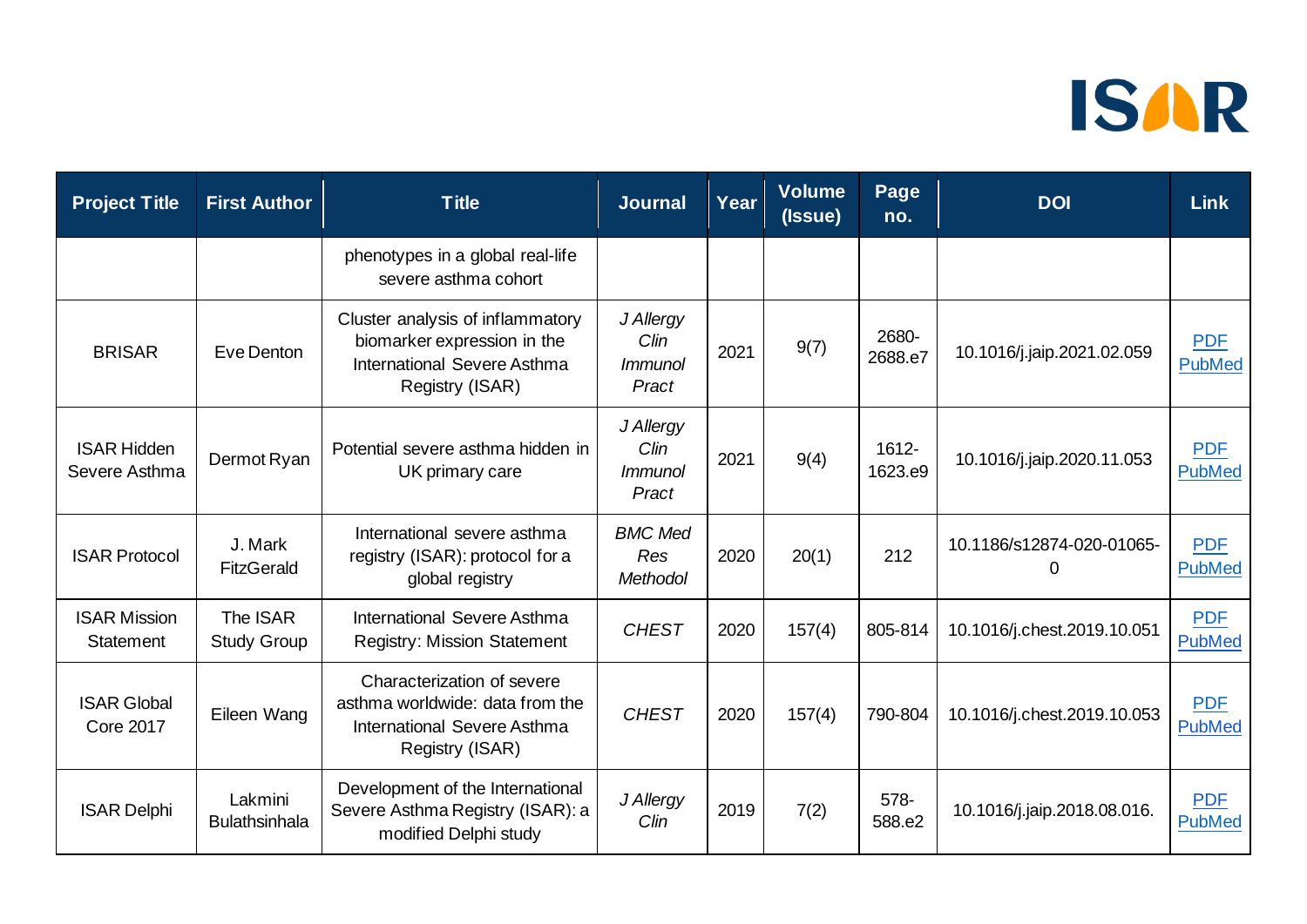| Project Title | First Author | Title | Journal | Year | Volume (Issue) | Page no. | DOI | Link |
|---|---|---|---|---|---|---|---|---|
| | | phenotypes in a global real-life severe asthma cohort | | | | | | |
| BRISAR | Eve Denton | Cluster analysis of inflammatory biomarker expression in the International Severe Asthma Registry (ISAR) | *J Allergy Clin Immunol Pract* | 2021 | 9(7) | 2680-2688.e7 | 10.1016/j.jaip.2021.02.059 | PDF PubMed |
| ISAR Hidden Severe Asthma | Dermot Ryan | Potential severe asthma hidden in UK primary care | *J Allergy Clin Immunol Pract* | 2021 | 9(4) | 1612-1623.e9 | 10.1016/j.jaip.2020.11.053 | PDF PubMed |
| ISAR Protocol | J. Mark FitzGerald | International severe asthma registry (ISAR): protocol for a global registry | *BMC Med Res Methodol* | 2020 | 20(1) | 212 | 10.1186/s12874-020-01065-0 | PDF PubMed |
| ISAR Mission Statement | The ISAR Study Group | International Severe Asthma Registry: Mission Statement | *CHEST* | 2020 | 157(4) | 805-814 | 10.1016/j.chest.2019.10.051 | PDF PubMed |
| ISAR Global Core 2017 | Eileen Wang | Characterization of severe asthma worldwide: data from the International Severe Asthma Registry (ISAR) | *CHEST* | 2020 | 157(4) | 790-804 | 10.1016/j.chest.2019.10.053 | PDF PubMed |
| ISAR Delphi | Lakmini Bulathsinhala | Development of the International Severe Asthma Registry (ISAR): a modified Delphi study | *J Allergy Clin* | 2019 | 7(2) | 578-588.e2 | 10.1016/j.jaip.2018.08.016. | PDF PubMed |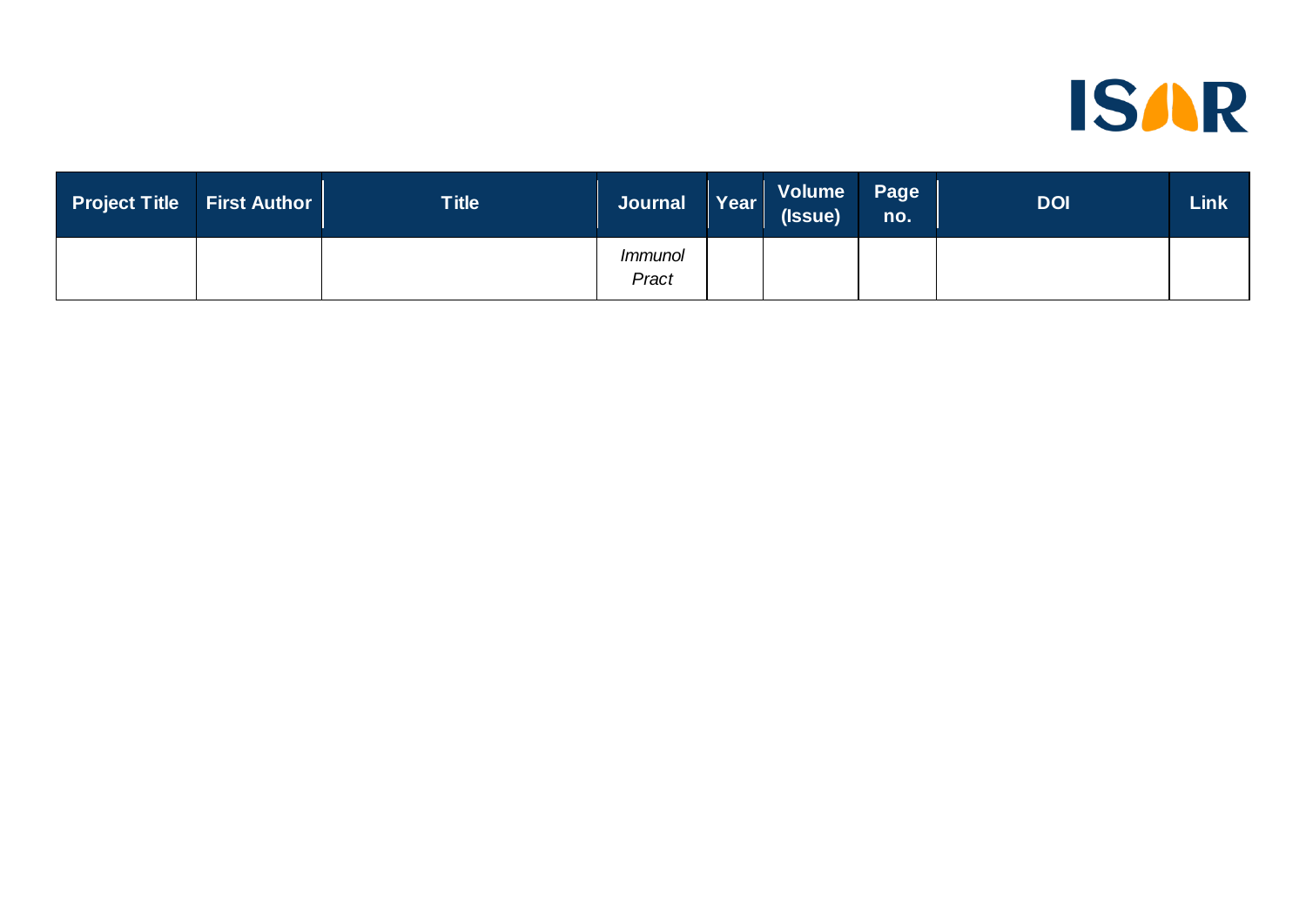| Project Title | First Author | Title | Journal | Year | Volume (Issue) | Page no. | DOI | Link |
|---|---|---|---|---|---|---|---|---|
| | | | *Immunol Pract* | | | | | |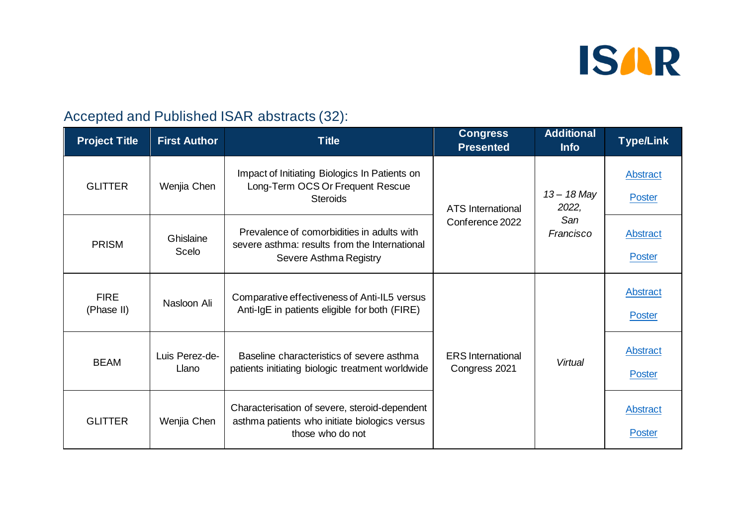## Accepted and Published ISAR abstracts (32):

| Project Title | First Author | Title | Congress Presented | Additional Info | Type/Link |
|---|---|---|---|---|---|
| GLITTER | Wenjia Chen | Impact of Initiating Biologics In Patients on Long-Term OCS Or Frequent Rescue Steroids | ATS International Conference 2022 | *13 – 18 May 2022, San Francisco* | Abstract Poster |
| PRISM | Ghislaine Scelo | Prevalence of comorbidities in adults with severe asthma: results from the International Severe Asthma Registry | | | Abstract Poster |
| FIRE (Phase II) | Nasloon Ali | Comparative effectiveness of Anti-IL5 versus Anti-IgE in patients eligible for both (FIRE) | ERS International Congress 2021 | *Virtual* | Abstract Poster |
| BEAM | Luis Perez-de-Llano | Baseline characteristics of severe asthma patients initiating biologic treatment worldwide | | | Abstract Poster |
| GLITTER | Wenjia Chen | Characterisation of severe, steroid-dependent asthma patients who initiate biologics versus those who do not | | | Abstract Poster |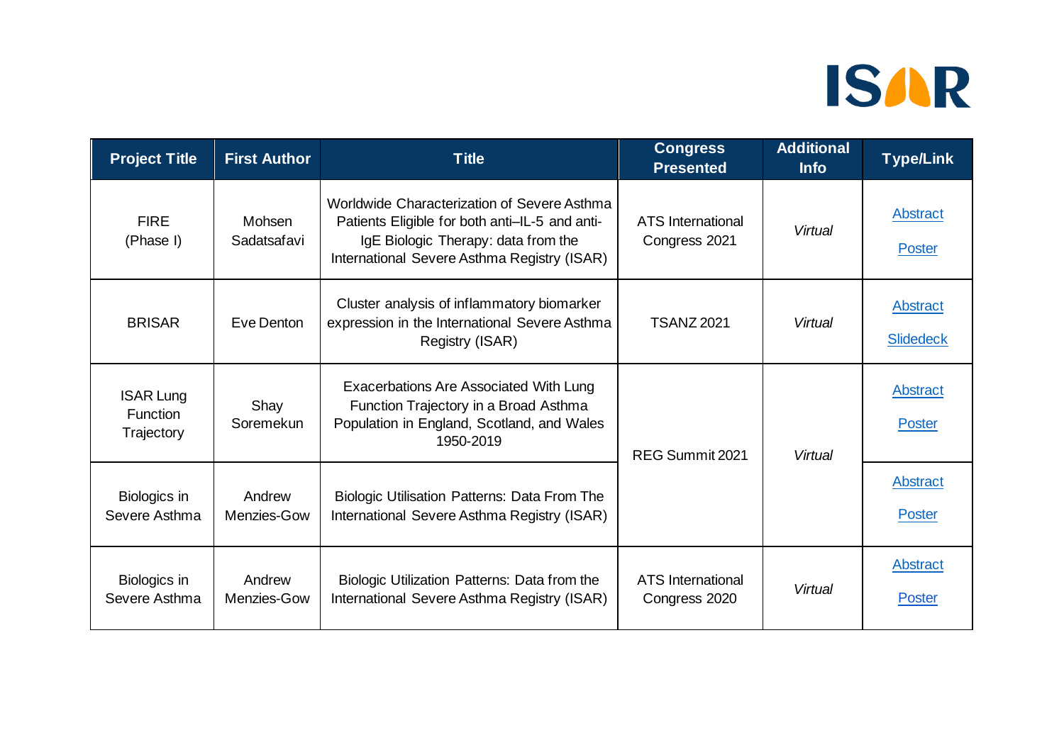ISAR

| Project Title | First Author | Title | Congress Presented | Additional Info | Type/Link |
|---|---|---|---|---|---|
| FIRE (Phase I) | Mohsen Sadatsafavi | Worldwide Characterization of Severe Asthma Patients Eligible for both anti–IL-5 and anti-IgE Biologic Therapy: data from the International Severe Asthma Registry (ISAR) | ATS International Congress 2021 | *Virtual* | Abstract<br>Poster |
| BRISAR | Eve Denton | Cluster analysis of inflammatory biomarker expression in the International Severe Asthma Registry (ISAR) | TSANZ 2021 | *Virtual* | Abstract<br>Slidedeck |
| ISAR Lung Function Trajectory | Shay Soremekun | Exacerbations Are Associated With Lung Function Trajectory in a Broad Asthma Population in England, Scotland, and Wales 1950-2019 | REG Summit 2021 | *Virtual* | Abstract<br>Poster |
| Biologics in Severe Asthma | Andrew Menzies-Gow | Biologic Utilisation Patterns: Data From The International Severe Asthma Registry (ISAR) | | | Abstract<br>Poster |
| Biologics in Severe Asthma | Andrew Menzies-Gow | Biologic Utilization Patterns: Data from the International Severe Asthma Registry (ISAR) | ATS International Congress 2020 | *Virtual* | Abstract<br>Poster |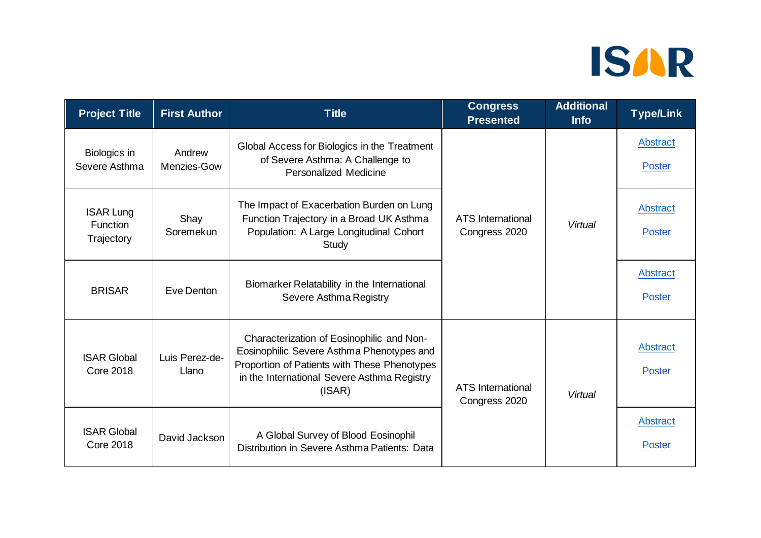| Project Title | First Author | Title | Congress Presented | Additional Info | Type/Link |
|---|---|---|---|---|---|
| Biologics in Severe Asthma | Andrew Menzies-Gow | Global Access for Biologics in the Treatment of Severe Asthma: A Challenge to Personalized Medicine | ATS International Congress 2020 | *Virtual* | Abstract<br>Poster |
| ISAR Lung Function Trajectory | Shay Soremekun | The Impact of Exacerbation Burden on Lung Function Trajectory in a Broad UK Asthma Population: A Large Longitudinal Cohort Study | ATS International Congress 2020 | *Virtual* | Abstract<br>Poster |
| BRISAR | Eve Denton | Biomarker Relatability in the International Severe Asthma Registry | ATS International Congress 2020 | *Virtual* | Abstract<br>Poster |
| ISAR Global Core 2018 | Luis Perez-de-Llano | Characterization of Eosinophilic and Non-Eosinophilic Severe Asthma Phenotypes and Proportion of Patients with These Phenotypes in the International Severe Asthma Registry (ISAR) | ATS International Congress 2020 | *Virtual* | Abstract<br>Poster |
| ISAR Global Core 2018 | David Jackson | A Global Survey of Blood Eosinophil Distribution in Severe Asthma Patients: Data | ATS International Congress 2020 | *Virtual* | Abstract<br>Poster |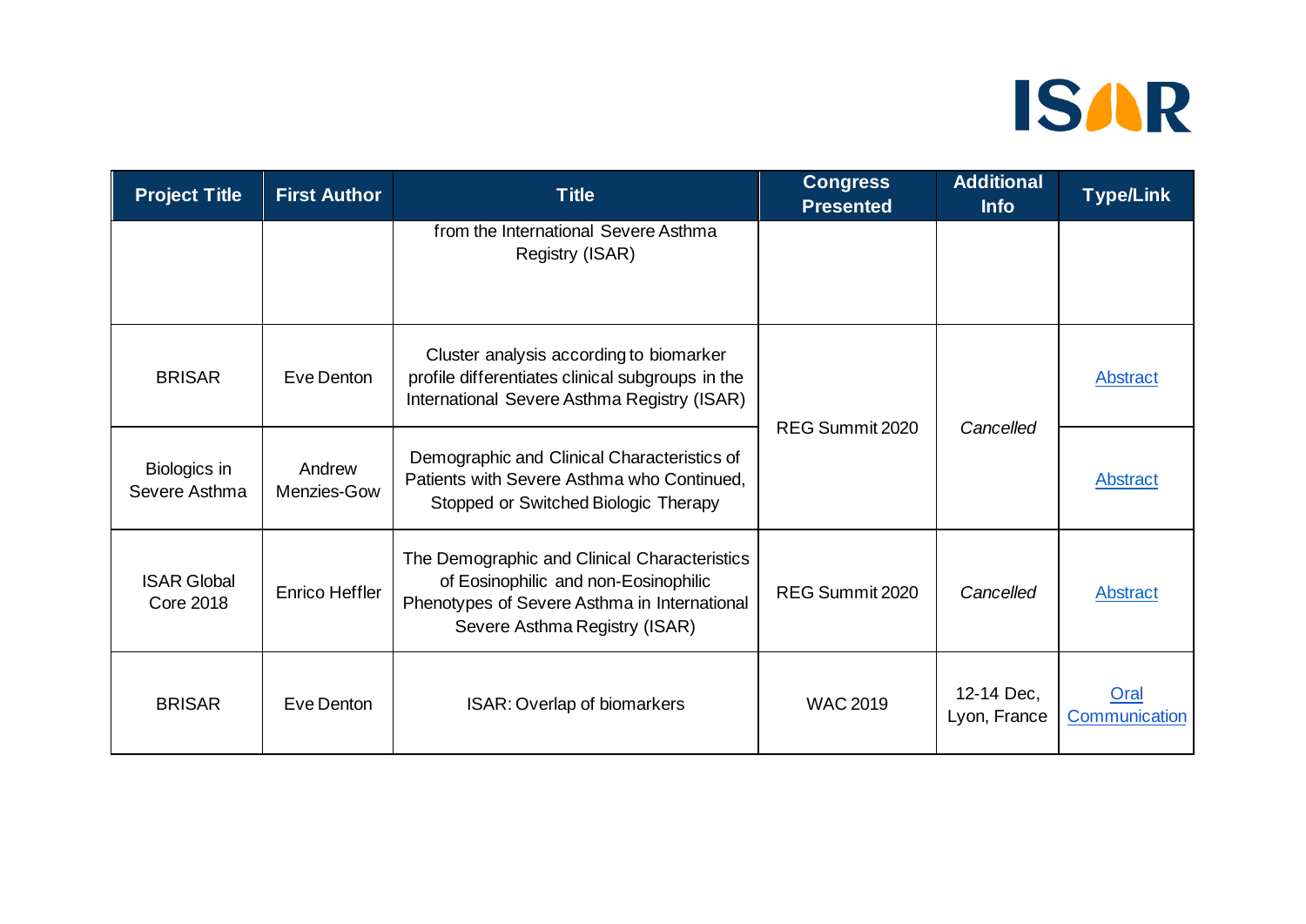| Project Title | First Author | Title | Congress Presented | Additional Info | Type/Link |
|---|---|---|---|---|---|
| | | from the International Severe Asthma Registry (ISAR) | | | |
| BRISAR | Eve Denton | Cluster analysis according to biomarker profile differentiates clinical subgroups in the International Severe Asthma Registry (ISAR) | REG Summit 2020 | *Cancelled* | Abstract |
| Biologics in Severe Asthma | Andrew Menzies-Gow | Demographic and Clinical Characteristics of Patients with Severe Asthma who Continued, Stopped or Switched Biologic Therapy | REG Summit 2020 | *Cancelled* | Abstract |
| ISAR Global Core 2018 | Enrico Heffler | The Demographic and Clinical Characteristics of Eosinophilic and non-Eosinophilic Phenotypes of Severe Asthma in International Severe Asthma Registry (ISAR) | REG Summit 2020 | *Cancelled* | Abstract |
| BRISAR | Eve Denton | ISAR: Overlap of biomarkers | WAC 2019 | 12-14 Dec, Lyon, France | Oral Communication |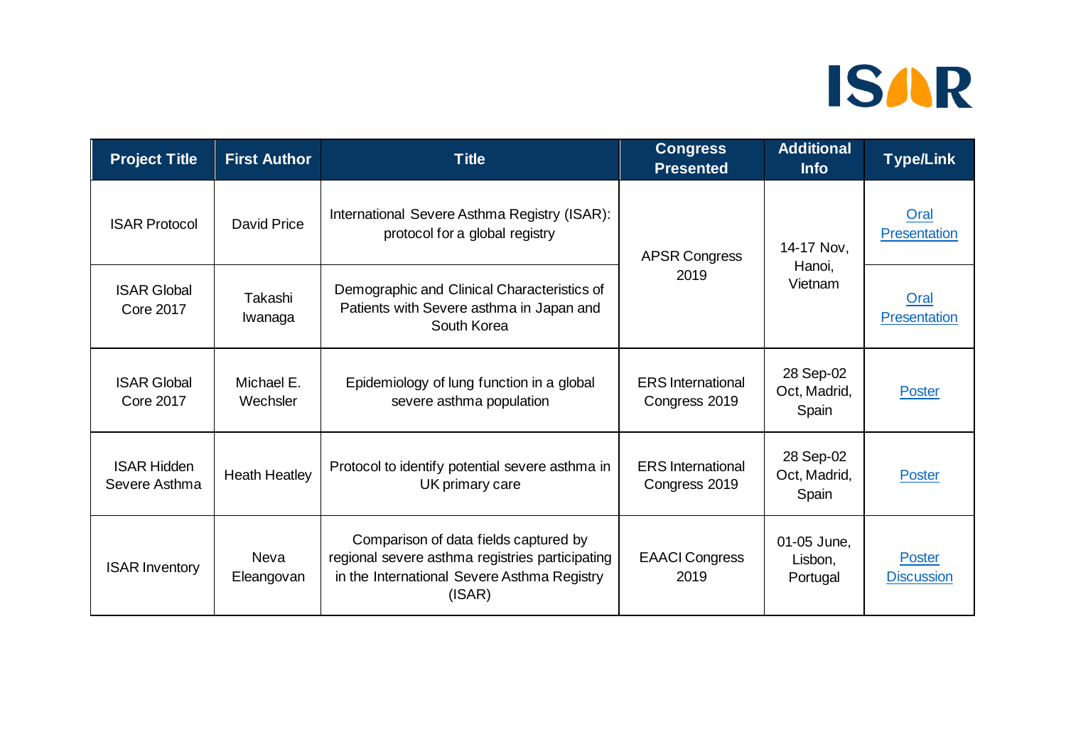ISAR

| Project Title | First Author | Title | Congress Presented | Additional Info | Type/Link |
|---|---|---|---|---|---|
| ISAR Protocol | David Price | International Severe Asthma Registry (ISAR): protocol for a global registry | APSR Congress 2019 | 14-17 Nov, Hanoi, Vietnam | Oral Presentation |
| ISAR Global Core 2017 | Takashi Iwanaga | Demographic and Clinical Characteristics of Patients with Severe asthma in Japan and South Korea | | | Oral Presentation |
| ISAR Global Core 2017 | Michael E. Wechsler | Epidemiology of lung function in a global severe asthma population | ERS International Congress 2019 | 28 Sep-02 Oct, Madrid, Spain | Poster |
| ISAR Hidden Severe Asthma | Heath Heatley | Protocol to identify potential severe asthma in UK primary care | ERS International Congress 2019 | 28 Sep-02 Oct, Madrid, Spain | Poster |
| ISAR Inventory | Neva Eleangovan | Comparison of data fields captured by regional severe asthma registries participating in the International Severe Asthma Registry (ISAR) | EAACI Congress 2019 | 01-05 June, Lisbon, Portugal | Poster Discussion |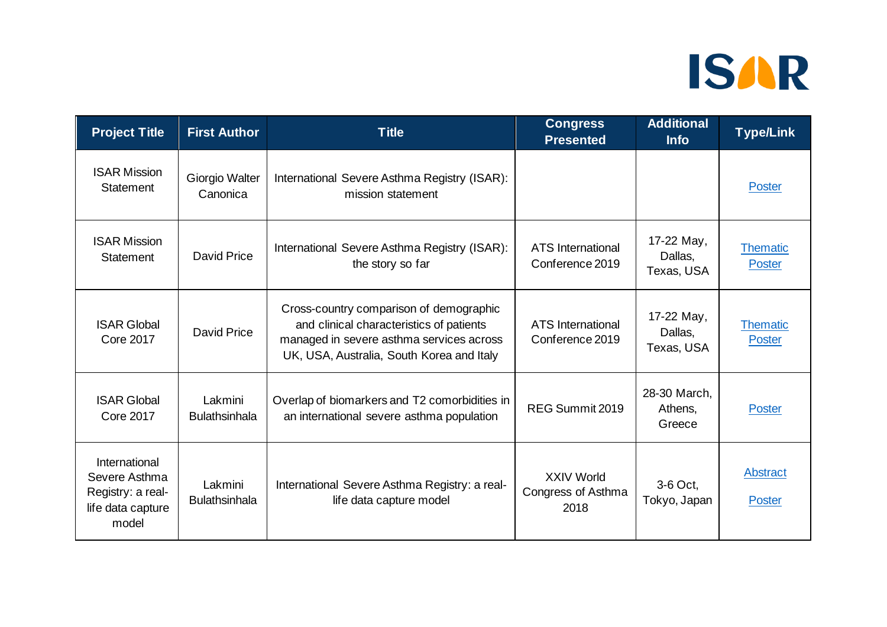| Project Title | First Author | Title | Congress Presented | Additional Info | Type/Link |
|---|---|---|---|---|---|
| ISAR Mission Statement | Giorgio Walter Canonica | International Severe Asthma Registry (ISAR): mission statement | | | Poster |
| ISAR Mission Statement | David Price | International Severe Asthma Registry (ISAR): the story so far | ATS International Conference 2019 | 17-22 May, Dallas, Texas, USA | Thematic Poster |
| ISAR Global Core 2017 | David Price | Cross-country comparison of demographic and clinical characteristics of patients managed in severe asthma services across UK, USA, Australia, South Korea and Italy | ATS International Conference 2019 | 17-22 May, Dallas, Texas, USA | Thematic Poster |
| ISAR Global Core 2017 | Lakmini Bulathsinhala | Overlap of biomarkers and T2 comorbidities in an international severe asthma population | REG Summit 2019 | 28-30 March, Athens, Greece | Poster |
| International Severe Asthma Registry: a real-life data capture model | Lakmini Bulathsinhala | International Severe Asthma Registry: a real-life data capture model | XXIV World Congress of Asthma 2018 | 3-6 Oct, Tokyo, Japan | Abstract<br>Poster |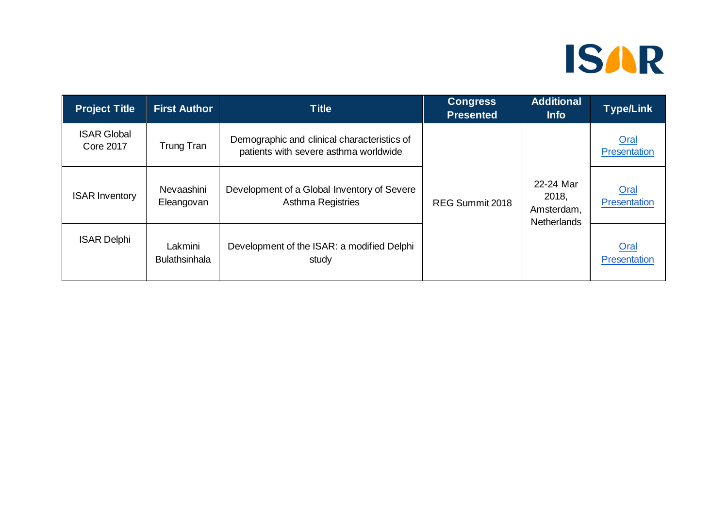| Project Title | First Author | Title | Congress Presented | Additional Info | Type/Link |
|---|---|---|---|---|---|
| ISAR Global Core 2017 | Trung Tran | Demographic and clinical characteristics of patients with severe asthma worldwide | REG Summit 2018 | 22-24 Mar 2018, Amsterdam, Netherlands | Oral Presentation |
| ISAR Inventory | Nevaashini Eleangovan | Development of a Global Inventory of Severe Asthma Registries | REG Summit 2018 | 22-24 Mar 2018, Amsterdam, Netherlands | Oral Presentation |
| ISAR Delphi | Lakmini Bulathsinhala | Development of the ISAR: a modified Delphi study | REG Summit 2018 | 22-24 Mar 2018, Amsterdam, Netherlands | Oral Presentation |